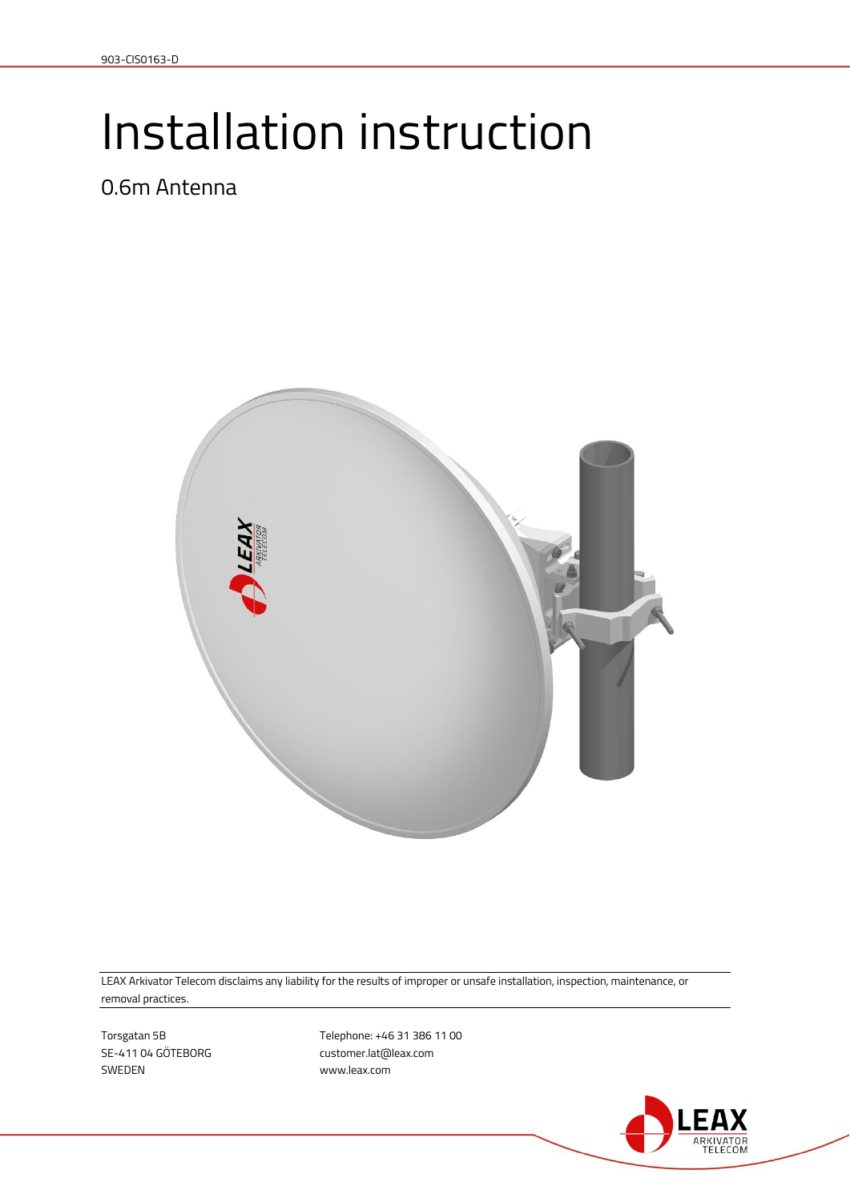903-CIS0163-D

# Installation instruction

## 0.6m Antenna

LEAX Arkivator Telecom disclaims any liability for the results of improper or unsafe installation, inspection, maintenance, or removal practices.

Torsgatan 5B
SE-411 04 GÖTEBORG
SWEDEN

Telephone: +46 31 386 11 00
customer.lat@leax.com
www.leax.com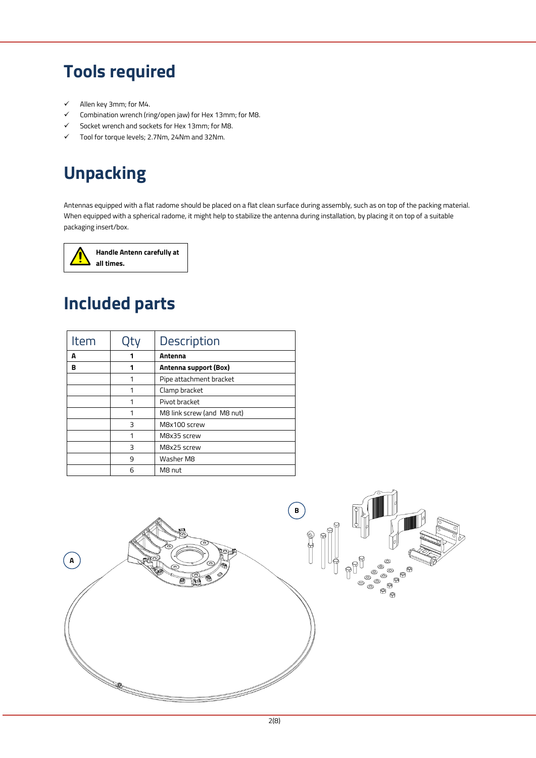# Tools required

- ✓ Allen key 3mm; for M4.
- ✓ Combination wrench (ring/open jaw) for Hex 13mm; for M8.
- ✓ Socket wrench and sockets for Hex 13mm; for M8.
- ✓ Tool for torque levels; 2.7Nm, 24Nm and 32Nm.

# Unpacking

Antennas equipped with a flat radome should be placed on a flat clean surface during assembly, such as on top of the packing material. When equipped with a spherical radome, it might help to stabilize the antenna during installation, by placing it on top of a suitable packaging insert/box.

**Handle Antenn carefully at all times.**

# Included parts

| Item | Qty | Description |
|---|---|---|
| **A** | **1** | **Antenna** |
| **B** | **1** | **Antenna support (Box)** |
| | 1 | Pipe attachment bracket |
| | 1 | Clamp bracket |
| | 1 | Pivot bracket |
| | 1 | M8 link screw (and M8 nut) |
| | 3 | M8x100 screw |
| | 1 | M8x35 screw |
| | 3 | M8x25 screw |
| | 9 | Washer M8 |
| | 6 | M8 nut |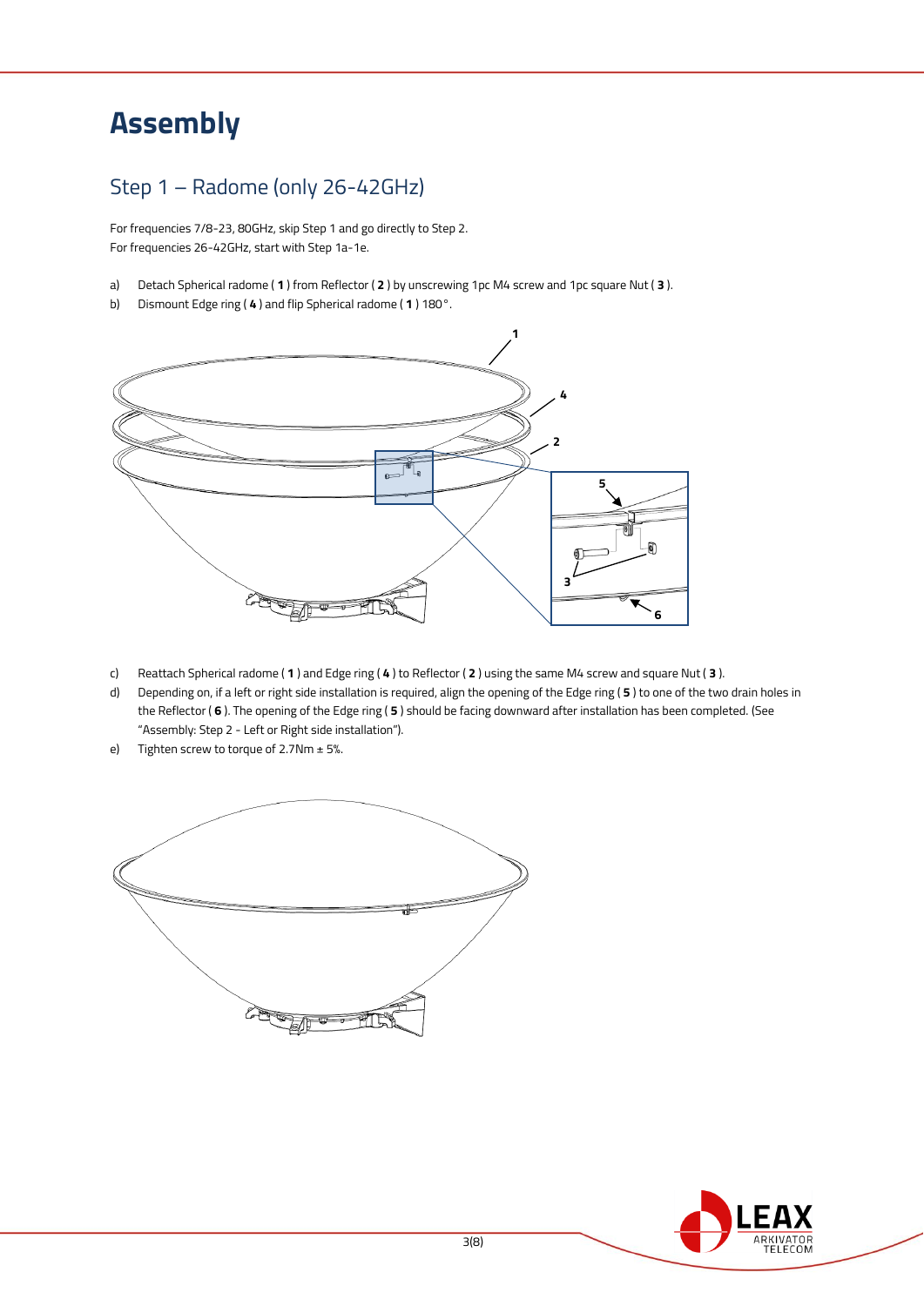# Assembly

## Step 1 – Radome (only 26-42GHz)

For frequencies 7/8-23, 80GHz, skip Step 1 and go directly to Step 2.
For frequencies 26-42GHz, start with Step 1a-1e.

a) Detach Spherical radome ( **1** ) from Reflector ( **2** ) by unscrewing 1pc M4 screw and 1pc square Nut ( **3** ).

b) Dismount Edge ring ( **4** ) and flip Spherical radome ( **1** ) 180°.

c) Reattach Spherical radome ( **1** ) and Edge ring ( **4** ) to Reflector ( **2** ) using the same M4 screw and square Nut ( **3** ).

d) Depending on, if a left or right side installation is required, align the opening of the Edge ring ( **5** ) to one of the two drain holes in the Reflector ( **6** ). The opening of the Edge ring ( **5** ) should be facing downward after installation has been completed. (See "Assembly: Step 2 - Left or Right side installation").

e) Tighten screw to torque of 2.7Nm ± 5%.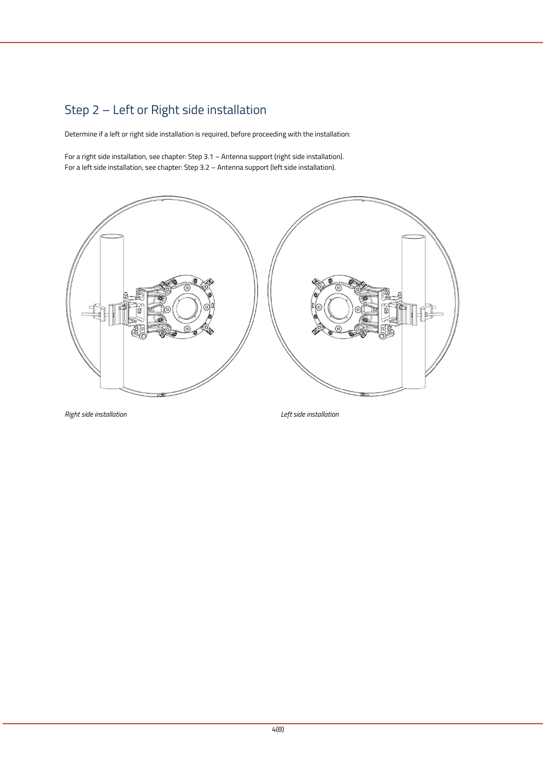## Step 2 – Left or Right side installation

Determine if a left or right side installation is required, before proceeding with the installation:

For a right side installation, see chapter: Step 3.1 – Antenna support (right side installation).
For a left side installation, see chapter: Step 3.2 – Antenna support (left side installation).

*Right side installation*

*Left side installation*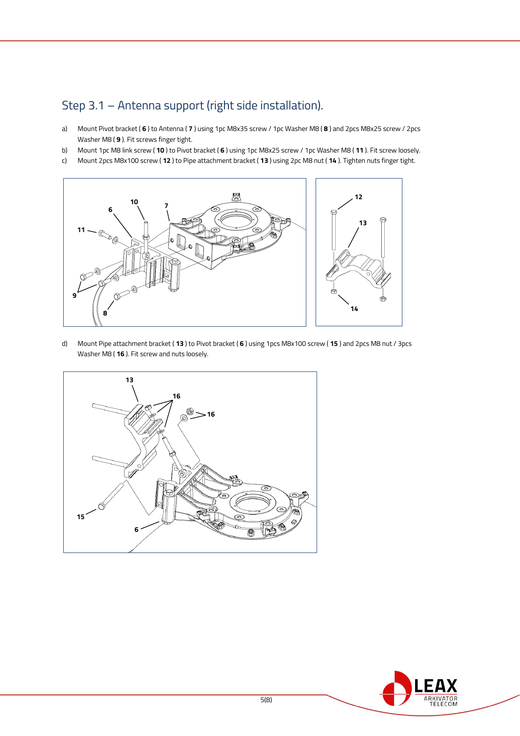## Step 3.1 – Antenna support (right side installation).

a) Mount Pivot bracket ( **6** ) to Antenna ( **7** ) using 1pc M8x35 screw / 1pc Washer M8 ( **8** ) and 2pcs M8x25 screw / 2pcs Washer M8 ( **9** ). Fit screws finger tight.

b) Mount 1pc M8 link screw ( **10** ) to Pivot bracket ( **6** ) using 1pc M8x25 screw / 1pc Washer M8 ( **11** ). Fit screw loosely.

c) Mount 2pcs M8x100 screw ( **12** ) to Pipe attachment bracket ( **13** ) using 2pc M8 nut ( **14** ). Tighten nuts finger tight.

d) Mount Pipe attachment bracket ( **13** ) to Pivot bracket ( **6** ) using 1pcs M8x100 screw ( **15** ) and 2pcs M8 nut / 3pcs Washer M8 ( **16** ). Fit screw and nuts loosely.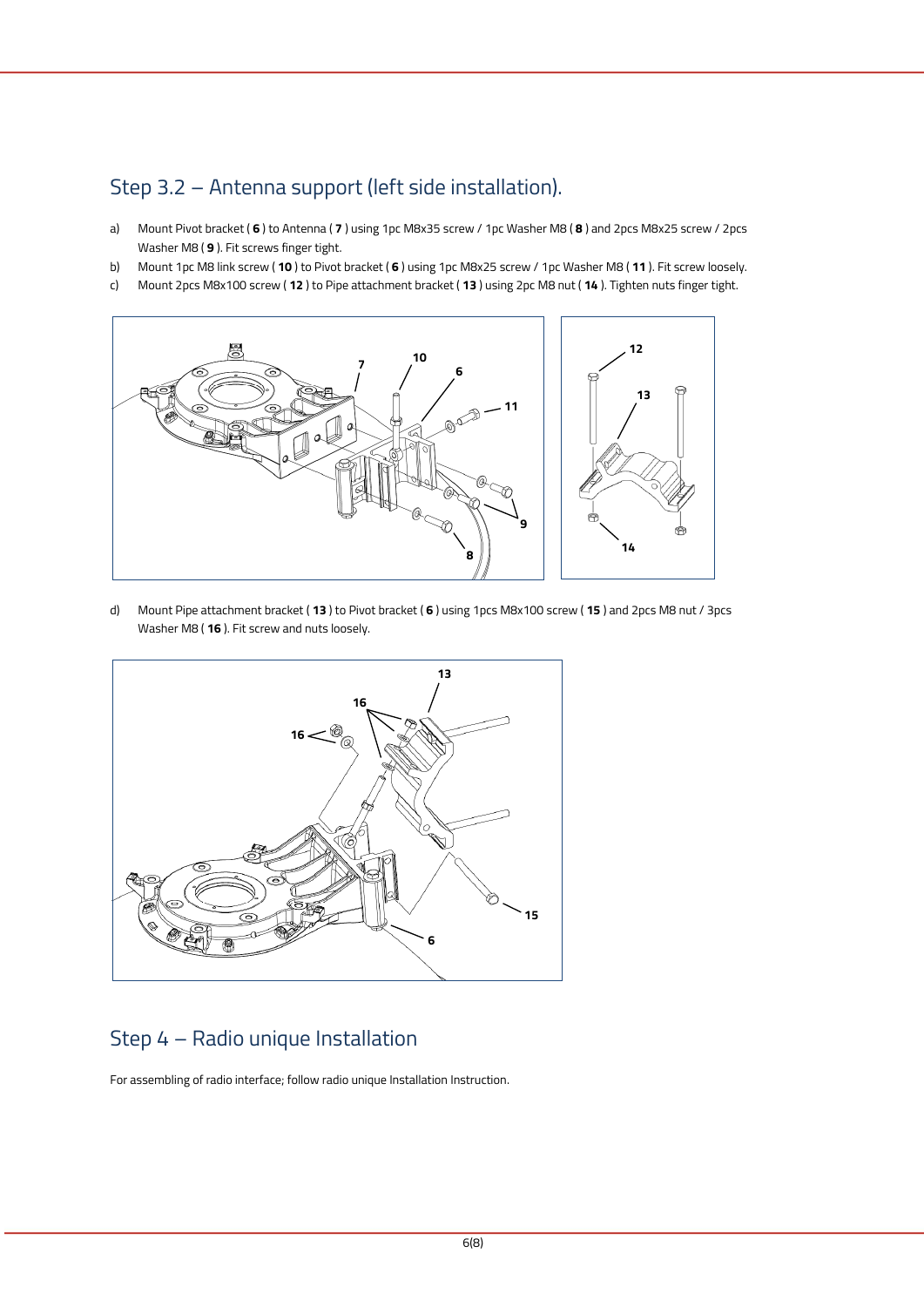## Step 3.2 – Antenna support (left side installation).

a) Mount Pivot bracket ( **6** ) to Antenna ( **7** ) using 1pc M8x35 screw / 1pc Washer M8 ( **8** ) and 2pcs M8x25 screw / 2pcs Washer M8 ( **9** ). Fit screws finger tight.

b) Mount 1pc M8 link screw ( **10** ) to Pivot bracket ( **6** ) using 1pc M8x25 screw / 1pc Washer M8 ( **11** ). Fit screw loosely.

c) Mount 2pcs M8x100 screw ( **12** ) to Pipe attachment bracket ( **13** ) using 2pc M8 nut ( **14** ). Tighten nuts finger tight.

d) Mount Pipe attachment bracket ( **13** ) to Pivot bracket ( **6** ) using 1pcs M8x100 screw ( **15** ) and 2pcs M8 nut / 3pcs Washer M8 ( **16** ). Fit screw and nuts loosely.

## Step 4 – Radio unique Installation

For assembling of radio interface; follow radio unique Installation Instruction.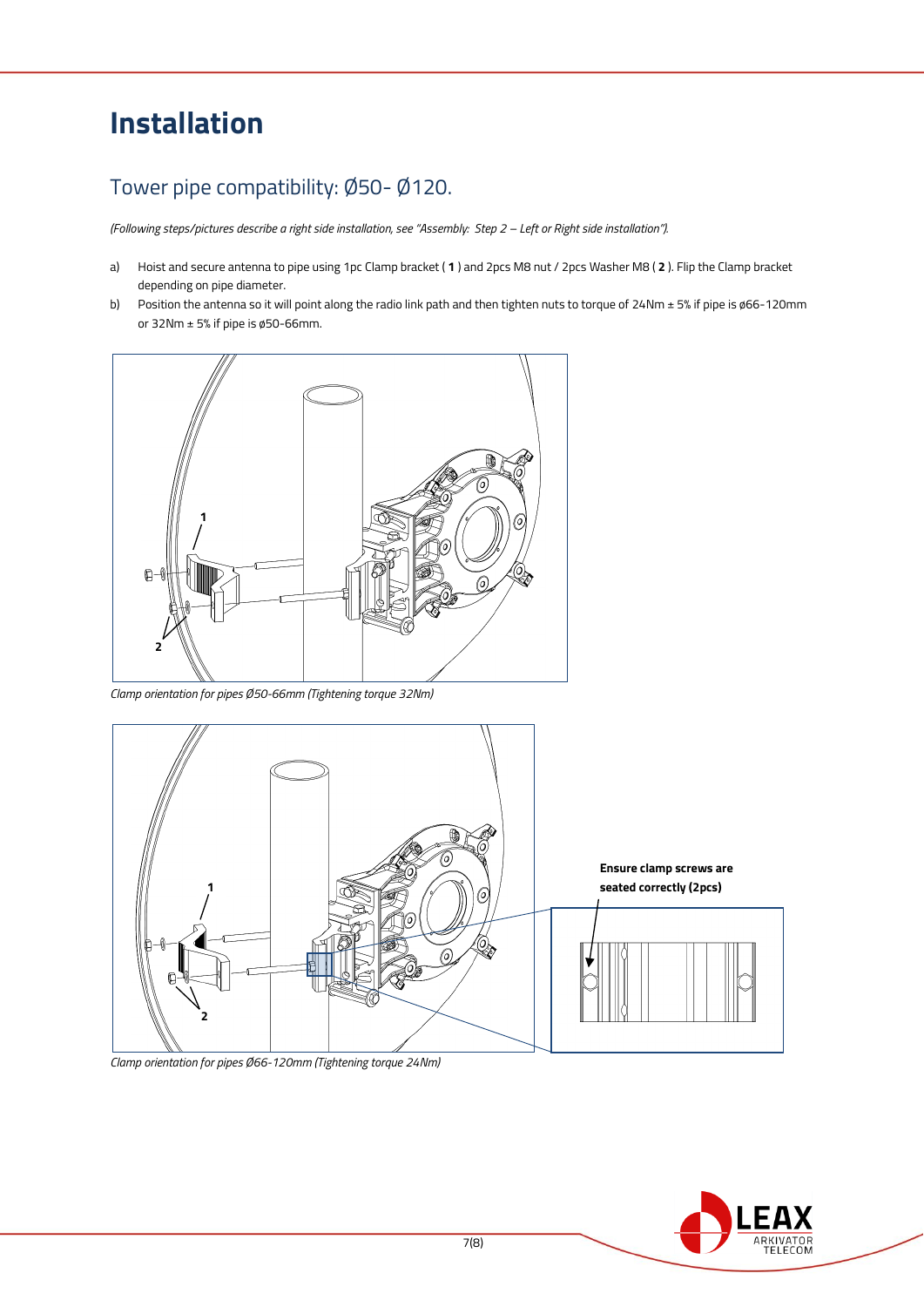# Installation

## Tower pipe compatibility: Ø50- Ø120.

*(Following steps/pictures describe a right side installation, see "Assembly: Step 2 – Left or Right side installation").*

a) Hoist and secure antenna to pipe using 1pc Clamp bracket ( **1** ) and 2pcs M8 nut / 2pcs Washer M8 ( **2** ). Flip the Clamp bracket depending on pipe diameter.

b) Position the antenna so it will point along the radio link path and then tighten nuts to torque of 24Nm ± 5% if pipe is ø66-120mm or 32Nm ± 5% if pipe is ø50-66mm.

*Clamp orientation for pipes Ø50-66mm (Tightening torque 32Nm)*

**Ensure clamp screws are seated correctly (2pcs)**

*Clamp orientation for pipes Ø66-120mm (Tightening torque 24Nm)*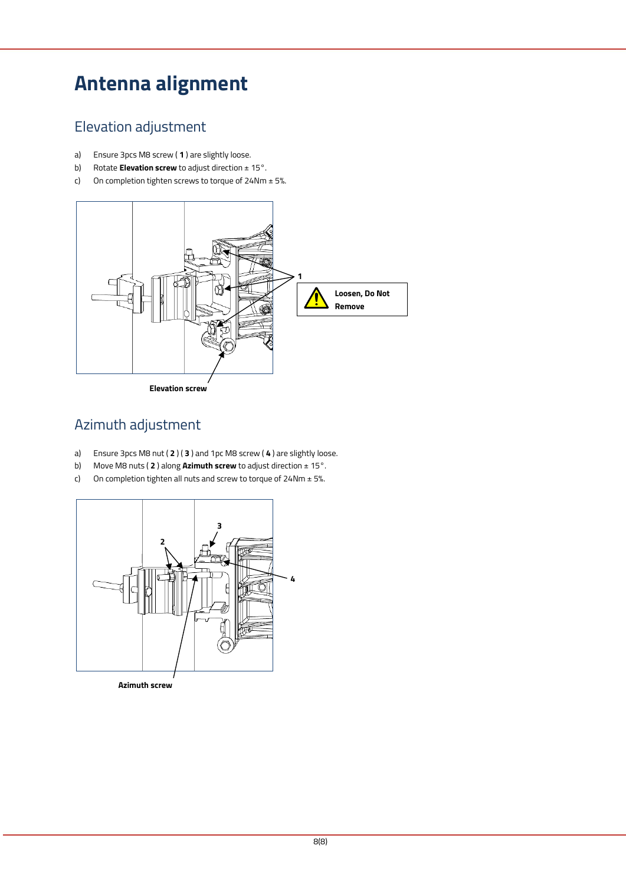# Antenna alignment

## Elevation adjustment

a) Ensure 3pcs M8 screw ( **1** ) are slightly loose.

b) Rotate **Elevation screw** to adjust direction ± 15°.

c) On completion tighten screws to torque of 24Nm ± 5%.

1

**Loosen, Do Not Remove**

**Elevation screw**

## Azimuth adjustment

a) Ensure 3pcs M8 nut ( **2** ) ( **3** ) and 1pc M8 screw ( **4** ) are slightly loose.

b) Move M8 nuts ( **2** ) along **Azimuth screw** to adjust direction ± 15°.

c) On completion tighten all nuts and screw to torque of 24Nm ± 5%.

3

2

4

**Azimuth screw**